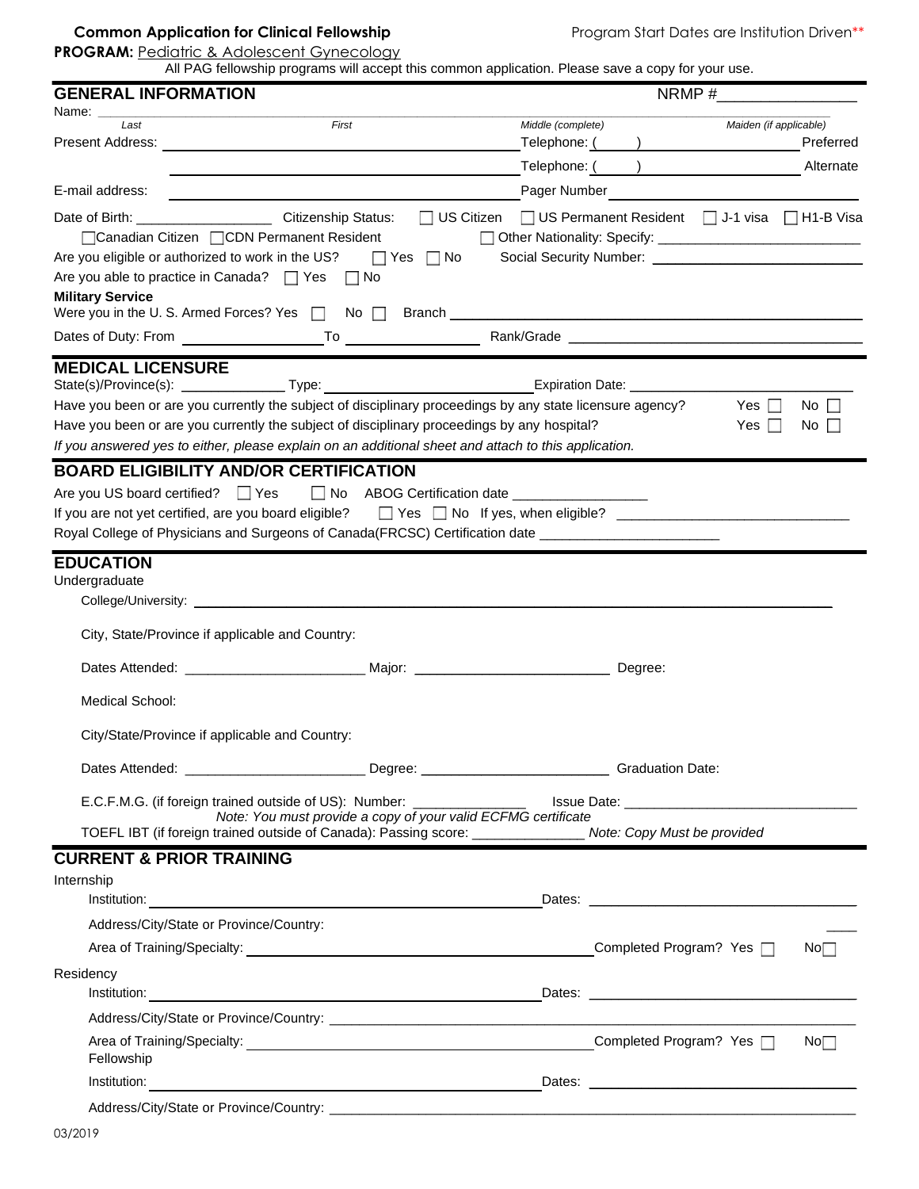**Common Application for Clinical Fellowship** Program Start Dates are Institution Driven**

**PROGRAM:** Pediatric & Adolescent Gynecology

All PAG fellowship programs will accept this common application. Please save a copy for your use.

## GENERAL INFORMATION

NRMP #________________

Name: ______________________________________________________________________________

Last | First | Middle (complete) | Maiden (if applicable)

Present Address: ______________________________ Telephone: (     ) ______________ Preferred

______________________________ Telephone: (     ) ______________ Alternate

E-mail address: ______________________________ Pager Number ______________

Date of Birth: _________________ Citizenship Status: ☐ US Citizen ☐ US Permanent Resident ☐ J-1 visa ☐ H1-B Visa

☐ Canadian Citizen ☐ CDN Permanent Resident ☐ Other Nationality: Specify: ____________________

Are you eligible or authorized to work in the US? ☐ Yes ☐ No Social Security Number: ____________________

Are you able to practice in Canada? ☐ Yes ☐ No

**Military Service**

Were you in the U. S. Armed Forces? Yes ☐ No ☐ Branch ______________________________

Dates of Duty: From ______________ To ______________ Rank/Grade ______________________

## MEDICAL LICENSURE

State(s)/Province(s): ______________ Type: ______________________ Expiration Date: ______________________

Have you been or are you currently the subject of disciplinary proceedings by any state licensure agency? Yes ☐ No ☐

Have you been or are you currently the subject of disciplinary proceedings by any hospital? Yes ☐ No ☐

*If you answered yes to either, please explain on an additional sheet and attach to this application.*

## BOARD ELIGIBILITY AND/OR CERTIFICATION

Are you US board certified? ☐ Yes ☐ No ABOG Certification date _________________

If you are not yet certified, are you board eligible? ☐ Yes ☐ No If yes, when eligible? ______________________________

Royal College of Physicians and Surgeons of Canada(FRCSC) Certification date _______________________

## EDUCATION

Undergraduate

College/University: ______________________________________________________________________________

City, State/Province if applicable and Country:

Dates Attended: _______________________ Major: _________________________ Degree:

Medical School:

City/State/Province if applicable and Country:

Dates Attended: _______________________ Degree: ________________________ Graduation Date:

E.C.F.M.G. (if foreign trained outside of US): Number: ______________ Issue Date: ______________________________

*Note: You must provide a copy of your valid ECFMG certificate*

TOEFL IBT (if foreign trained outside of Canada): Passing score: ______________ *Note: Copy Must be provided*

## CURRENT & PRIOR TRAINING

Internship

Institution: ____________________________________________ Dates: ______________________________

Address/City/State or Province/Country: ____

Area of Training/Specialty: ____________________________________________ Completed Program? Yes ☐ No☐

Residency

Institution: ____________________________________________ Dates: ______________________________

Address/City/State or Province/Country: ______________________________________________________________________

Area of Training/Specialty: ____________________________________________ Completed Program? Yes ☐ No☐

Fellowship

Institution: ____________________________________________ Dates: ______________________________

Address/City/State or Province/Country: ______________________________________________________________________

03/2019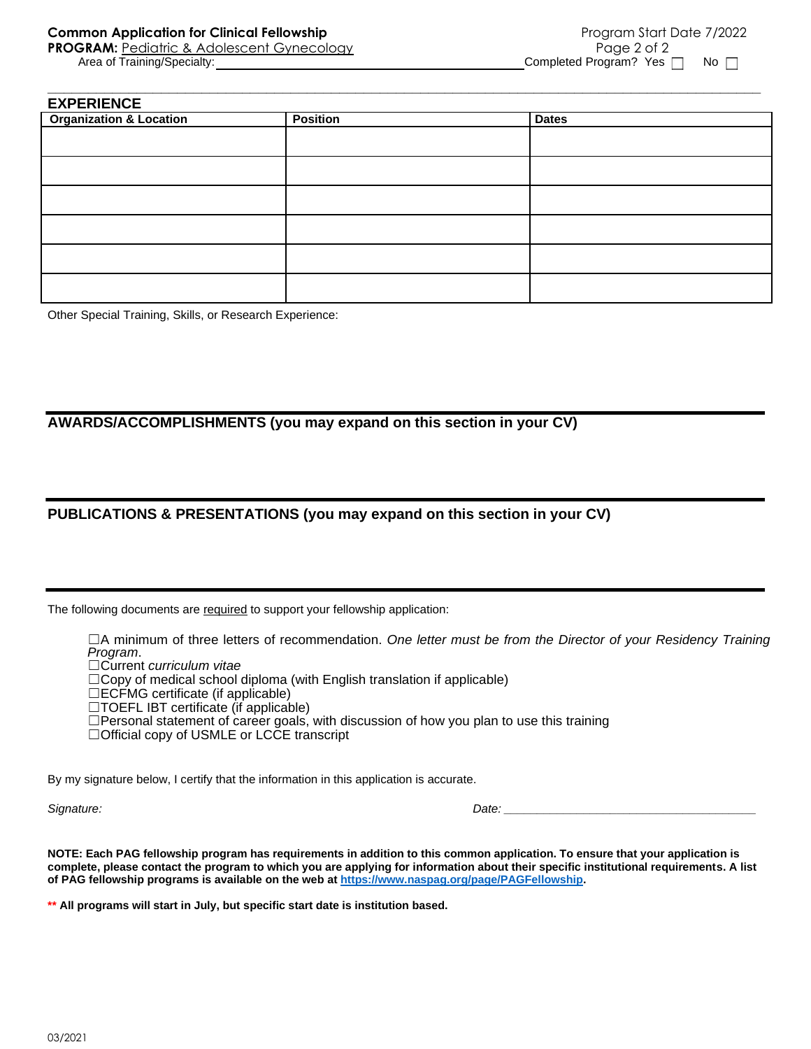**Common Application for Clinical Fellowship**
**PROGRAM:** Pediatric & Adolescent Gynecology
Area of Training/Specialty: ____________________

Program Start Date 7/2022
Completed Program? Yes ☐ No ☐

## EXPERIENCE

| Organization & Location | Position | Dates |
|---|---|---|
| | | |
| | | |
| | | |
| | | |
| | | |
| | | |

Other Special Training, Skills, or Research Experience:

## AWARDS/ACCOMPLISHMENTS (you may expand on this section in your CV)

## PUBLICATIONS & PRESENTATIONS (you may expand on this section in your CV)

The following documents are required to support your fellowship application:

- ☐A minimum of three letters of recommendation. *One letter must be from the Director of your Residency Training Program*.
- ☐Current *curriculum vitae*
- ☐Copy of medical school diploma (with English translation if applicable)
- ☐ECFMG certificate (if applicable)
- ☐TOEFL IBT certificate (if applicable)
- ☐Personal statement of career goals, with discussion of how you plan to use this training
- ☐Official copy of USMLE or LCCE transcript

By my signature below, I certify that the information in this application is accurate.

*Signature:*

*Date:* ____________________

**NOTE: Each PAG fellowship program has requirements in addition to this common application. To ensure that your application is complete, please contact the program to which you are applying for information about their specific institutional requirements. A list of PAG fellowship programs is available on the web at https://www.naspag.org/page/PAGFellowship.**

**\*\* All programs will start in July, but specific start date is institution based.**

03/2021